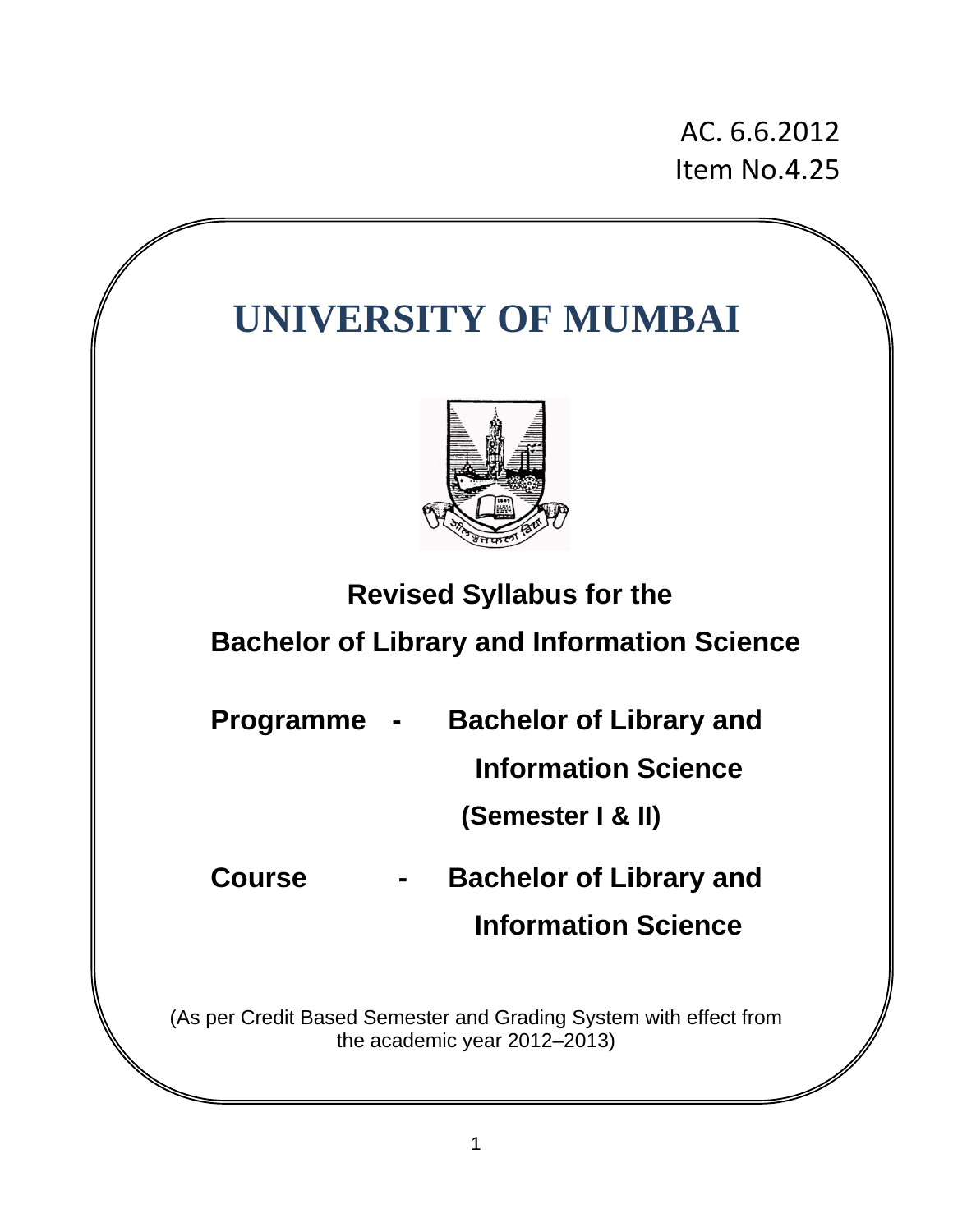AC. 6.6.2012
Item No.4.25

# UNIVERSITY OF MUMBAI

**Revised Syllabus for the**

**Bachelor of Library and Information Science**

**Programme - Bachelor of Library and Information Science (Semester I & II)**

**Course - Bachelor of Library and Information Science**

(As per Credit Based Semester and Grading System with effect from the academic year 2012–2013)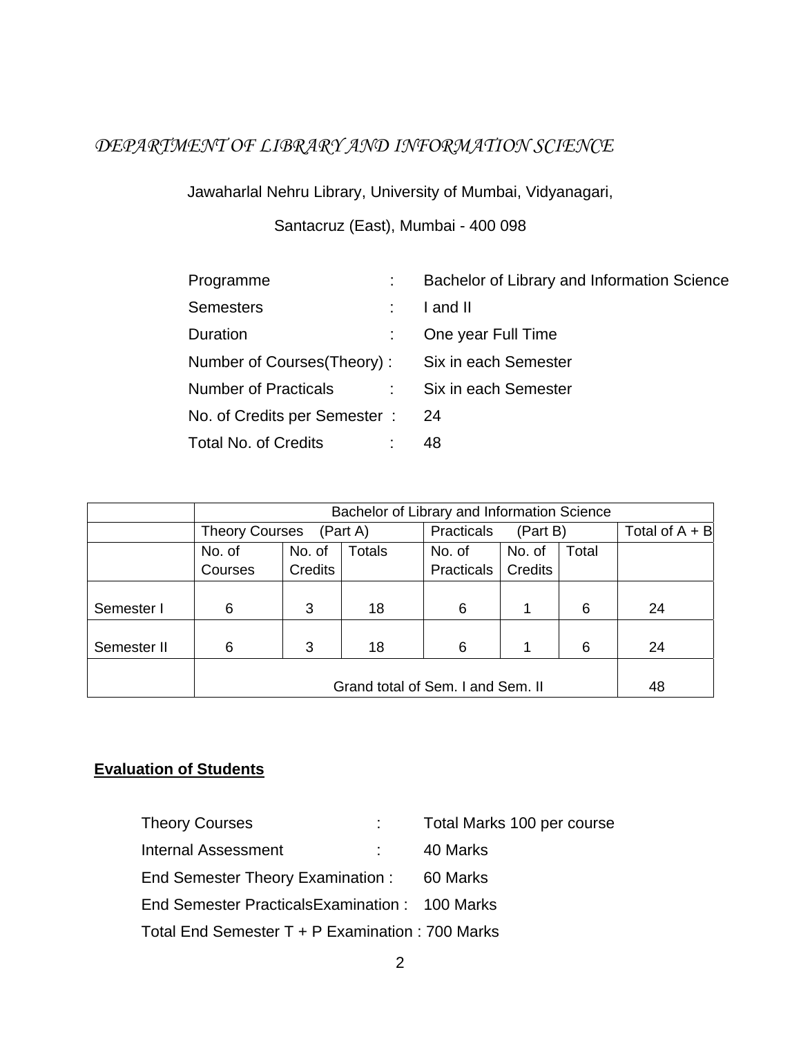# *DEPARTMENT OF LIBRARY AND INFORMATION SCIENCE*

Jawaharlal Nehru Library, University of Mumbai, Vidyanagari,

Santacruz (East), Mumbai - 400 098

| | | |
|---|---|---|
| Programme | : | Bachelor of Library and Information Science |
| Semesters | : | I and II |
| Duration | : | One year Full Time |
| Number of Courses(Theory) | : | Six in each Semester |
| Number of Practicals | : | Six in each Semester |
| No. of Credits per Semester | : | 24 |
| Total No. of Credits | : | 48 |

| | Bachelor of Library and Information Science | | | | | | |
|---|---|---|---|---|---|---|---|
| | Theory Courses (Part A) | | | Practicals (Part B) | | | Total of A + B |
| | No. of Courses | No. of Credits | Totals | No. of Practicals | No. of Credits | Total | |
| Semester I | 6 | 3 | 18 | 6 | 1 | 6 | 24 |
| Semester II | 6 | 3 | 18 | 6 | 1 | 6 | 24 |
| | Grand total of Sem. I and Sem. II | | | | | | 48 |

## **Evaluation of Students**

| | | |
|---|---|---|
| Theory Courses | : | Total Marks 100 per course |
| Internal Assessment | : | 40 Marks |
| End Semester Theory Examination | : | 60 Marks |
| End Semester PracticalsExamination | : | 100 Marks |
| Total End Semester T + P Examination | : | 700 Marks |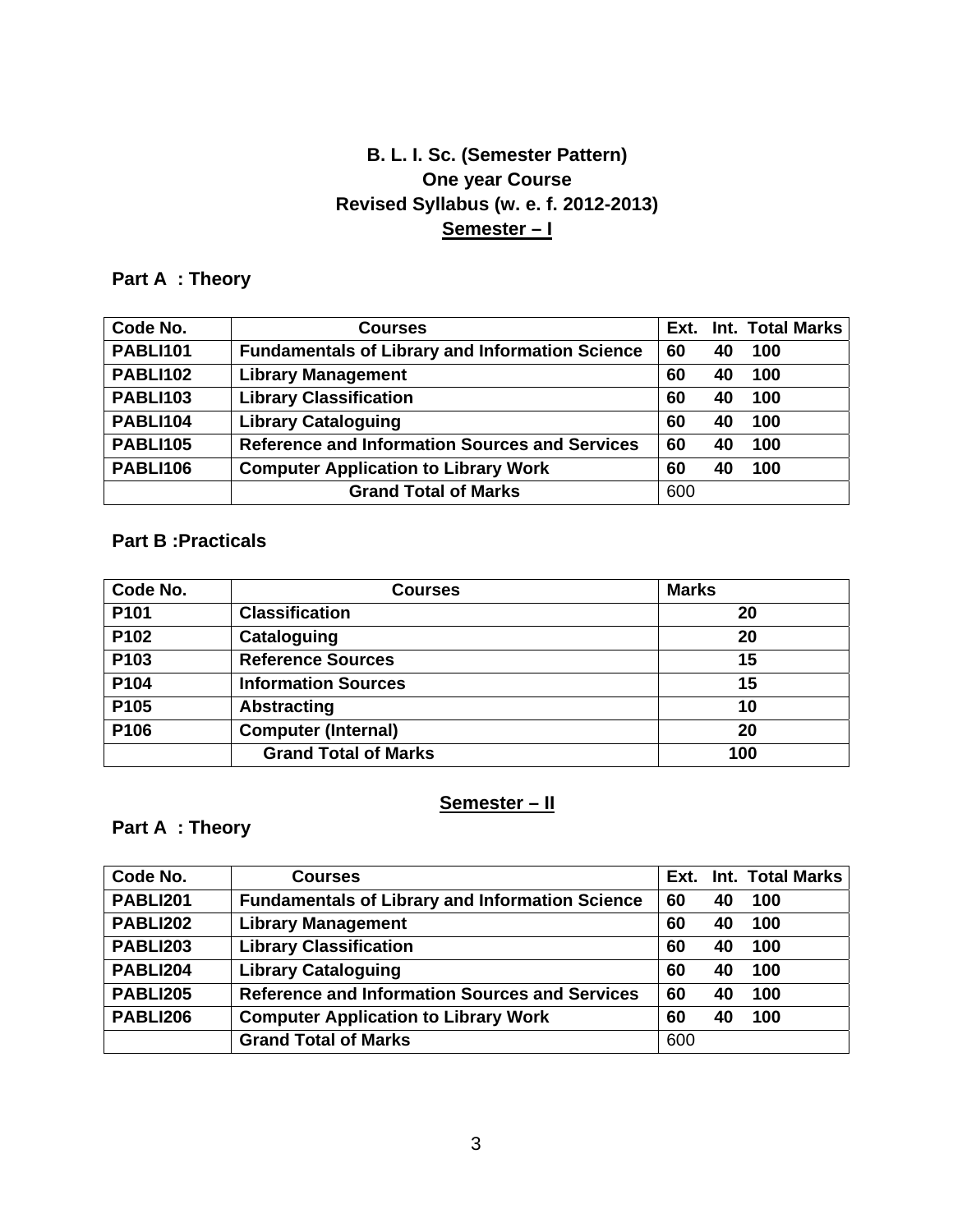# B. L. I. Sc. (Semester Pattern)
# One year Course
# Revised Syllabus (w. e. f. 2012-2013)

## Semester – I

### Part A : Theory

| Code No. | Courses | Ext. | Int. | Total Marks |
|---|---|---|---|---|
| **PABLI101** | **Fundamentals of Library and Information Science** | **60** | **40** | **100** |
| **PABLI102** | **Library Management** | **60** | **40** | **100** |
| **PABLI103** | **Library Classification** | **60** | **40** | **100** |
| **PABLI104** | **Library Cataloguing** | **60** | **40** | **100** |
| **PABLI105** | **Reference and Information Sources and Services** | **60** | **40** | **100** |
| **PABLI106** | **Computer Application to Library Work** | **60** | **40** | **100** |
| | **Grand Total of Marks** | 600 | | |

### Part B :Practicals

| Code No. | Courses | Marks |
|---|---|---|
| **P101** | **Classification** | **20** |
| **P102** | **Cataloguing** | **20** |
| **P103** | **Reference Sources** | **15** |
| **P104** | **Information Sources** | **15** |
| **P105** | **Abstracting** | **10** |
| **P106** | **Computer (Internal)** | **20** |
| | **Grand Total of Marks** | **100** |

## Semester – II

### Part A : Theory

| Code No. | Courses | Ext. | Int. | Total Marks |
|---|---|---|---|---|
| **PABLI201** | **Fundamentals of Library and Information Science** | **60** | **40** | **100** |
| **PABLI202** | **Library Management** | **60** | **40** | **100** |
| **PABLI203** | **Library Classification** | **60** | **40** | **100** |
| **PABLI204** | **Library Cataloguing** | **60** | **40** | **100** |
| **PABLI205** | **Reference and Information Sources and Services** | **60** | **40** | **100** |
| **PABLI206** | **Computer Application to Library Work** | **60** | **40** | **100** |
| | **Grand Total of Marks** | 600 | | |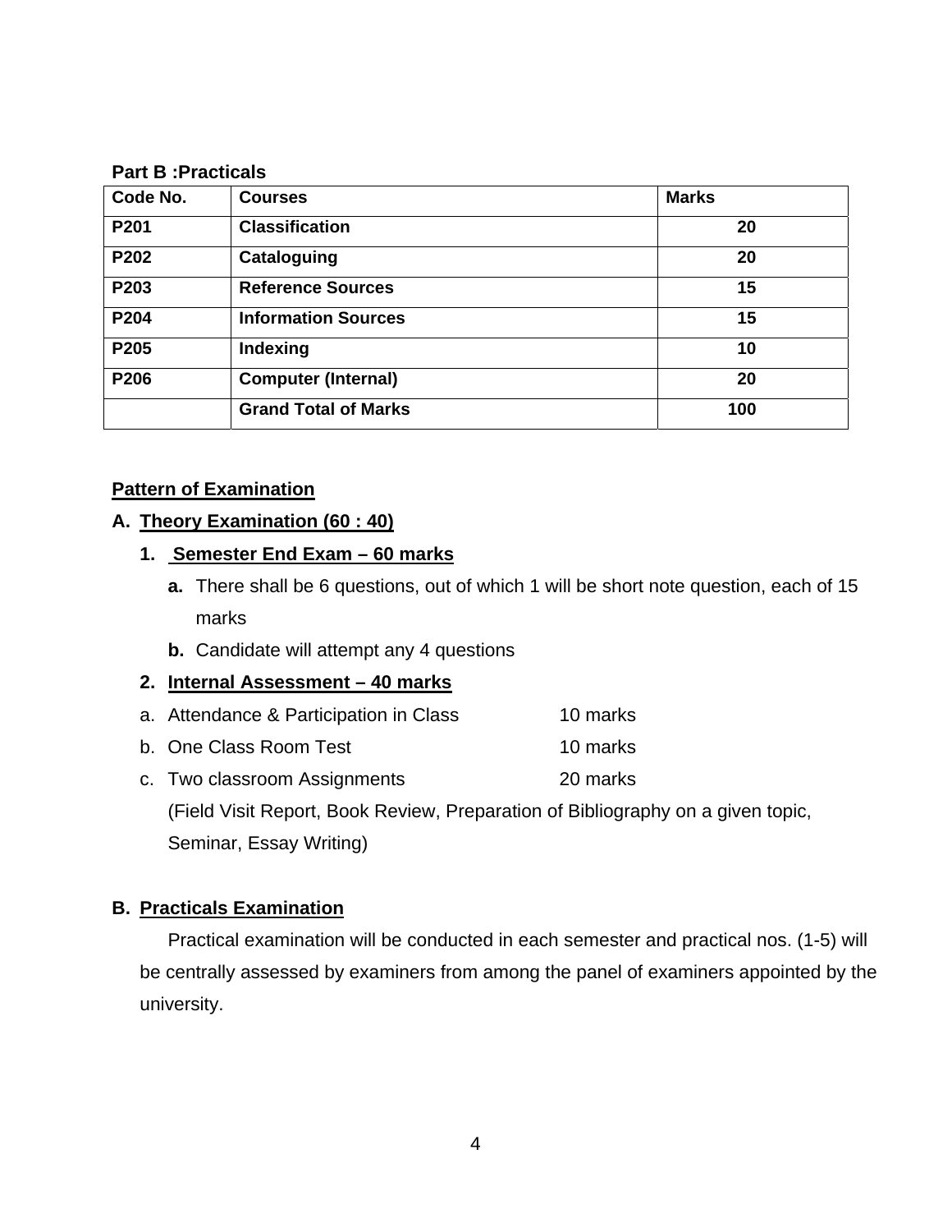**Part B :Practicals**

| Code No. | Courses | Marks |
|---|---|---|
| **P201** | **Classification** | **20** |
| **P202** | **Cataloguing** | **20** |
| **P203** | **Reference Sources** | **15** |
| **P204** | **Information Sources** | **15** |
| **P205** | **Indexing** | **10** |
| **P206** | **Computer (Internal)** | **20** |
| | **Grand Total of Marks** | **100** |

## Pattern of Examination

### A. Theory Examination (60 : 40)

1. **Semester End Exam – 60 marks**
   - **a.** There shall be 6 questions, out of which 1 will be short note question, each of 15 marks
   - **b.** Candidate will attempt any 4 questions

2. **Internal Assessment – 40 marks**
   - a. Attendance & Participation in Class — 10 marks
   - b. One Class Room Test — 10 marks
   - c. Two classroom Assignments — 20 marks

   (Field Visit Report, Book Review, Preparation of Bibliography on a given topic, Seminar, Essay Writing)

### B. Practicals Examination

Practical examination will be conducted in each semester and practical nos. (1-5) will be centrally assessed by examiners from among the panel of examiners appointed by the university.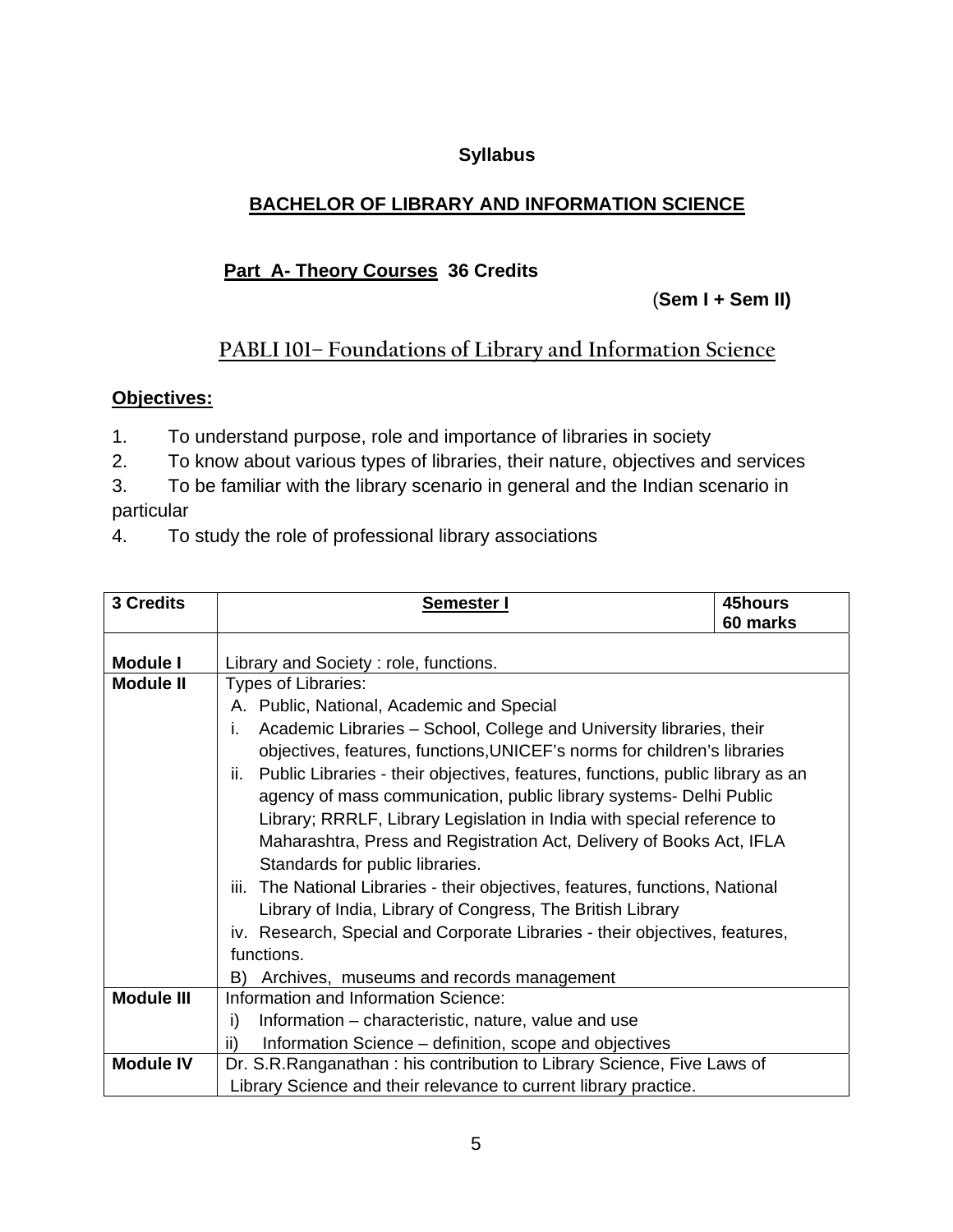**Syllabus**

## BACHELOR OF LIBRARY AND INFORMATION SCIENCE

### Part A- Theory Courses 36 Credits

**(Sem I + Sem II)**

## PABLI 101– Foundations of Library and Information Science

**Objectives:**

1. To understand purpose, role and importance of libraries in society
2. To know about various types of libraries, their nature, objectives and services
3. To be familiar with the library scenario in general and the Indian scenario in particular
4. To study the role of professional library associations

| 3 Credits | Semester I | 45hours 60 marks |
|---|---|---|
| Module I | Library and Society : role, functions. | |
| Module II | Types of Libraries:<br>A. Public, National, Academic and Special<br>i. Academic Libraries – School, College and University libraries, their objectives, features, functions,UNICEF's norms for children's libraries<br>ii. Public Libraries - their objectives, features, functions, public library as an agency of mass communication, public library systems- Delhi Public Library; RRRLF, Library Legislation in India with special reference to Maharashtra, Press and Registration Act, Delivery of Books Act, IFLA Standards for public libraries.<br>iii. The National Libraries - their objectives, features, functions, National Library of India, Library of Congress, The British Library<br>iv. Research, Special and Corporate Libraries - their objectives, features, functions.<br>B) Archives, museums and records management | |
| Module III | Information and Information Science:<br>i) Information – characteristic, nature, value and use<br>ii) Information Science – definition, scope and objectives | |
| Module IV | Dr. S.R.Ranganathan : his contribution to Library Science, Five Laws of Library Science and their relevance to current library practice. | |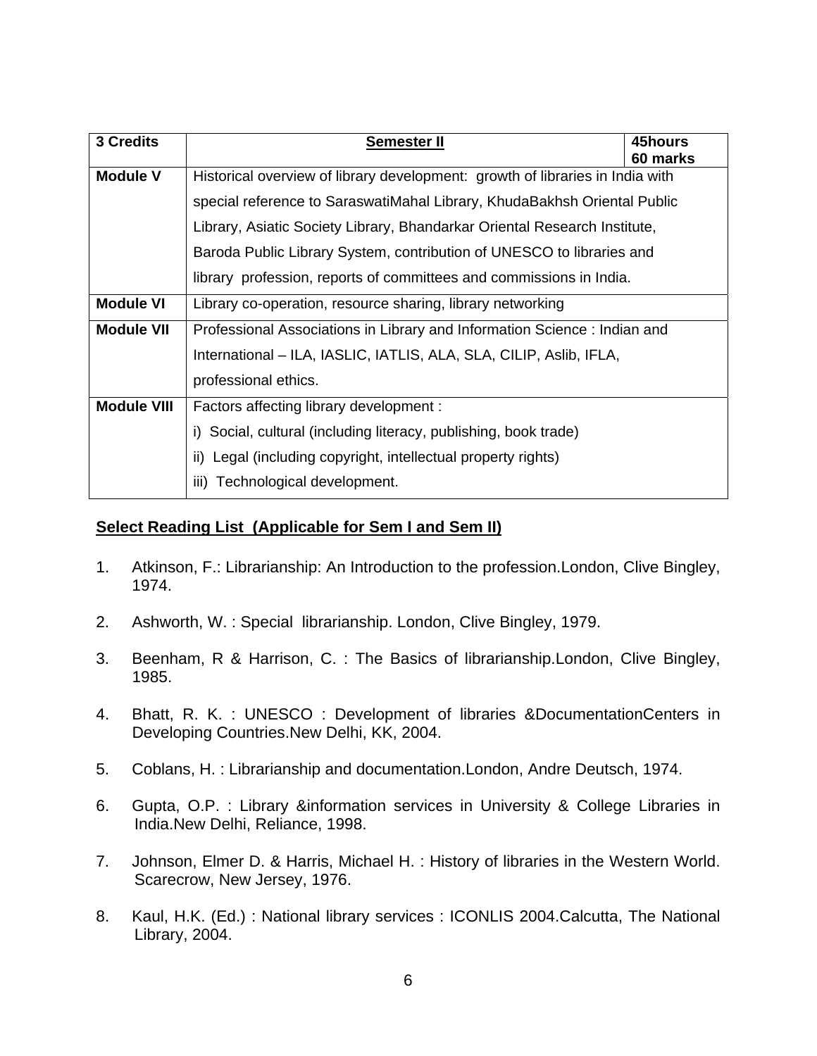| 3 Credits | Semester II | 45hours 60 marks |
|---|---|---|
| Module V | Historical overview of library development: growth of libraries in India with special reference to SaraswatiMahal Library, KhudaBakhsh Oriental Public Library, Asiatic Society Library, Bhandarkar Oriental Research Institute, Baroda Public Library System, contribution of UNESCO to libraries and library profession, reports of committees and commissions in India. | |
| Module VI | Library co-operation, resource sharing, library networking | |
| Module VII | Professional Associations in Library and Information Science : Indian and International – ILA, IASLIC, IATLIS, ALA, SLA, CILIP, Aslib, IFLA, professional ethics. | |
| Module VIII | Factors affecting library development :<br>i) Social, cultural (including literacy, publishing, book trade)<br>ii) Legal (including copyright, intellectual property rights)<br>iii) Technological development. | |

**Select Reading List (Applicable for Sem I and Sem II)**

1. Atkinson, F.: Librarianship: An Introduction to the profession.London, Clive Bingley, 1974.

2. Ashworth, W. : Special librarianship. London, Clive Bingley, 1979.

3. Beenham, R & Harrison, C. : The Basics of librarianship.London, Clive Bingley, 1985.

4. Bhatt, R. K. : UNESCO : Development of libraries &DocumentationCenters in Developing Countries.New Delhi, KK, 2004.

5. Coblans, H. : Librarianship and documentation.London, Andre Deutsch, 1974.

6. Gupta, O.P. : Library &information services in University & College Libraries in India.New Delhi, Reliance, 1998.

7. Johnson, Elmer D. & Harris, Michael H. : History of libraries in the Western World. Scarecrow, New Jersey, 1976.

8. Kaul, H.K. (Ed.) : National library services : ICONLIS 2004.Calcutta, The National Library, 2004.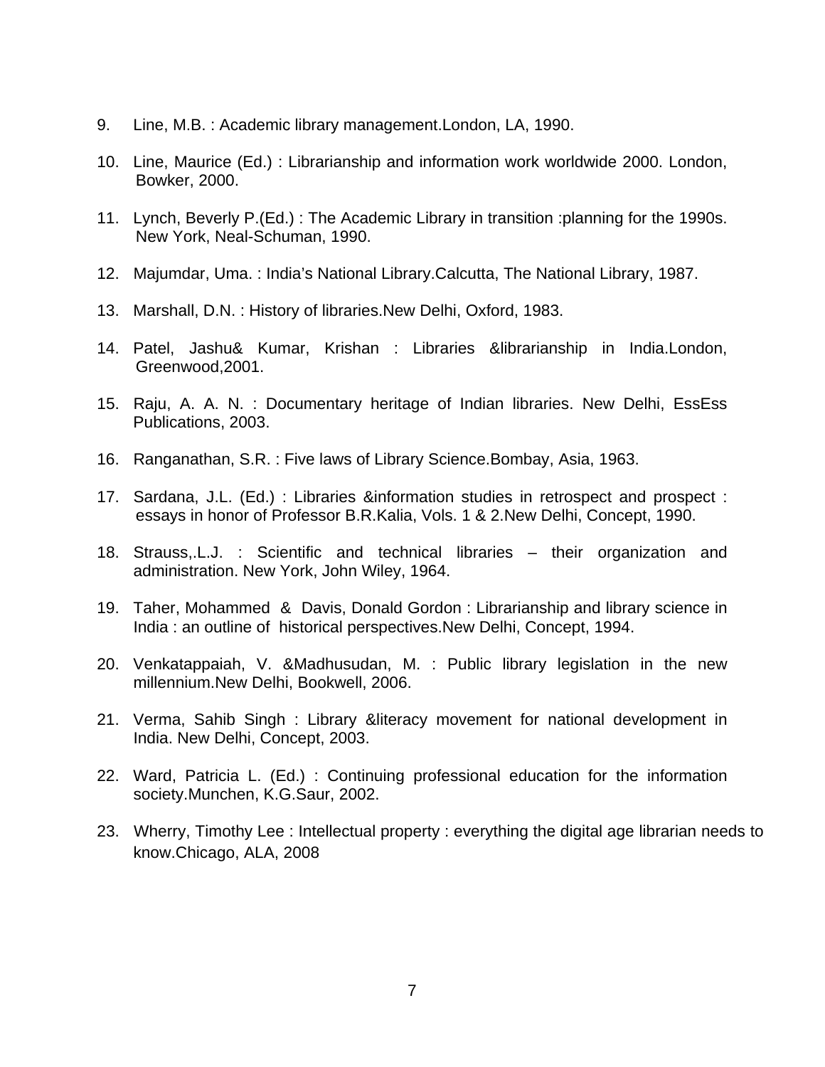9. Line, M.B. : Academic library management.London, LA, 1990.

10. Line, Maurice (Ed.) : Librarianship and information work worldwide 2000. London, Bowker, 2000.

11. Lynch, Beverly P.(Ed.) : The Academic Library in transition :planning for the 1990s. New York, Neal-Schuman, 1990.

12. Majumdar, Uma. : India's National Library.Calcutta, The National Library, 1987.

13. Marshall, D.N. : History of libraries.New Delhi, Oxford, 1983.

14. Patel, Jashu& Kumar, Krishan : Libraries &librarianship in India.London, Greenwood,2001.

15. Raju, A. A. N. : Documentary heritage of Indian libraries. New Delhi, EssEss Publications, 2003.

16. Ranganathan, S.R. : Five laws of Library Science.Bombay, Asia, 1963.

17. Sardana, J.L. (Ed.) : Libraries &information studies in retrospect and prospect : essays in honor of Professor B.R.Kalia, Vols. 1 & 2.New Delhi, Concept, 1990.

18. Strauss,.L.J. : Scientific and technical libraries – their organization and administration. New York, John Wiley, 1964.

19. Taher, Mohammed & Davis, Donald Gordon : Librarianship and library science in India : an outline of historical perspectives.New Delhi, Concept, 1994.

20. Venkatappaiah, V. &Madhusudan, M. : Public library legislation in the new millennium.New Delhi, Bookwell, 2006.

21. Verma, Sahib Singh : Library &literacy movement for national development in India. New Delhi, Concept, 2003.

22. Ward, Patricia L. (Ed.) : Continuing professional education for the information society.Munchen, K.G.Saur, 2002.

23. Wherry, Timothy Lee : Intellectual property : everything the digital age librarian needs to know.Chicago, ALA, 2008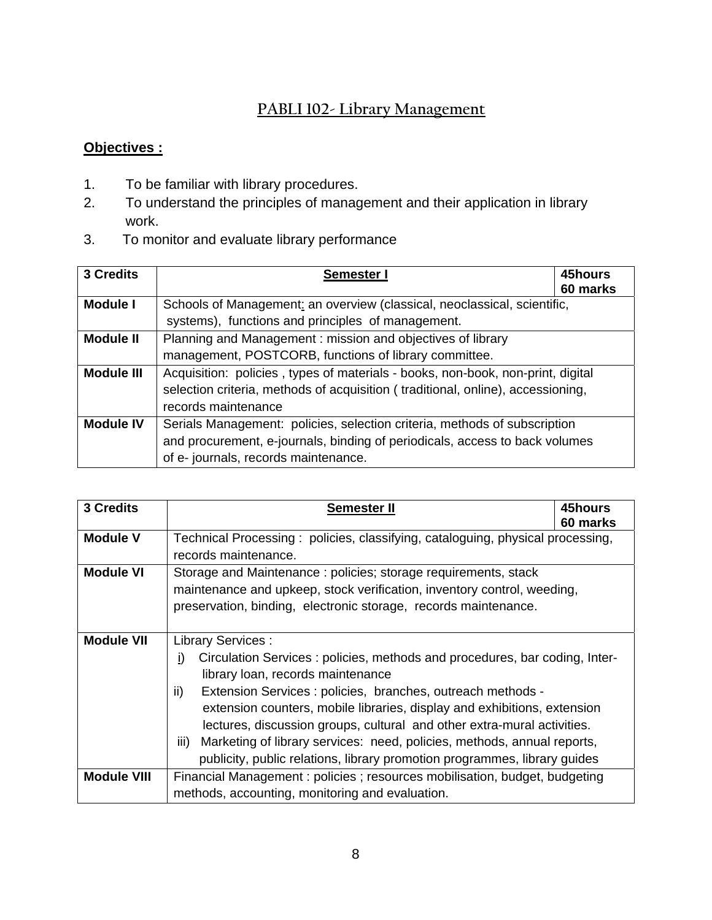## PABLI 102- Library Management

**Objectives :**

1. To be familiar with library procedures.
2. To understand the principles of management and their application in library work.
3. To monitor and evaluate library performance

| 3 Credits | Semester I | 45hours 60 marks |
|---|---|---|
| Module I | Schools of Management: an overview (classical, neoclassical, scientific, systems), functions and principles of management. | |
| Module II | Planning and Management : mission and objectives of library management, POSTCORB, functions of library committee. | |
| Module III | Acquisition: policies , types of materials - books, non-book, non-print, digital selection criteria, methods of acquisition ( traditional, online), accessioning, records maintenance | |
| Module IV | Serials Management: policies, selection criteria, methods of subscription and procurement, e-journals, binding of periodicals, access to back volumes of e- journals, records maintenance. | |

| 3 Credits | Semester II | 45hours 60 marks |
|---|---|---|
| Module V | Technical Processing : policies, classifying, cataloguing, physical processing, records maintenance. | |
| Module VI | Storage and Maintenance : policies; storage requirements, stack maintenance and upkeep, stock verification, inventory control, weeding, preservation, binding, electronic storage, records maintenance. | |
| Module VII | Library Services :<br>i) Circulation Services : policies, methods and procedures, bar coding, Inter-library loan, records maintenance<br>ii) Extension Services : policies, branches, outreach methods - extension counters, mobile libraries, display and exhibitions, extension lectures, discussion groups, cultural and other extra-mural activities.<br>iii) Marketing of library services: need, policies, methods, annual reports, publicity, public relations, library promotion programmes, library guides | |
| Module VIII | Financial Management : policies ; resources mobilisation, budget, budgeting methods, accounting, monitoring and evaluation. | |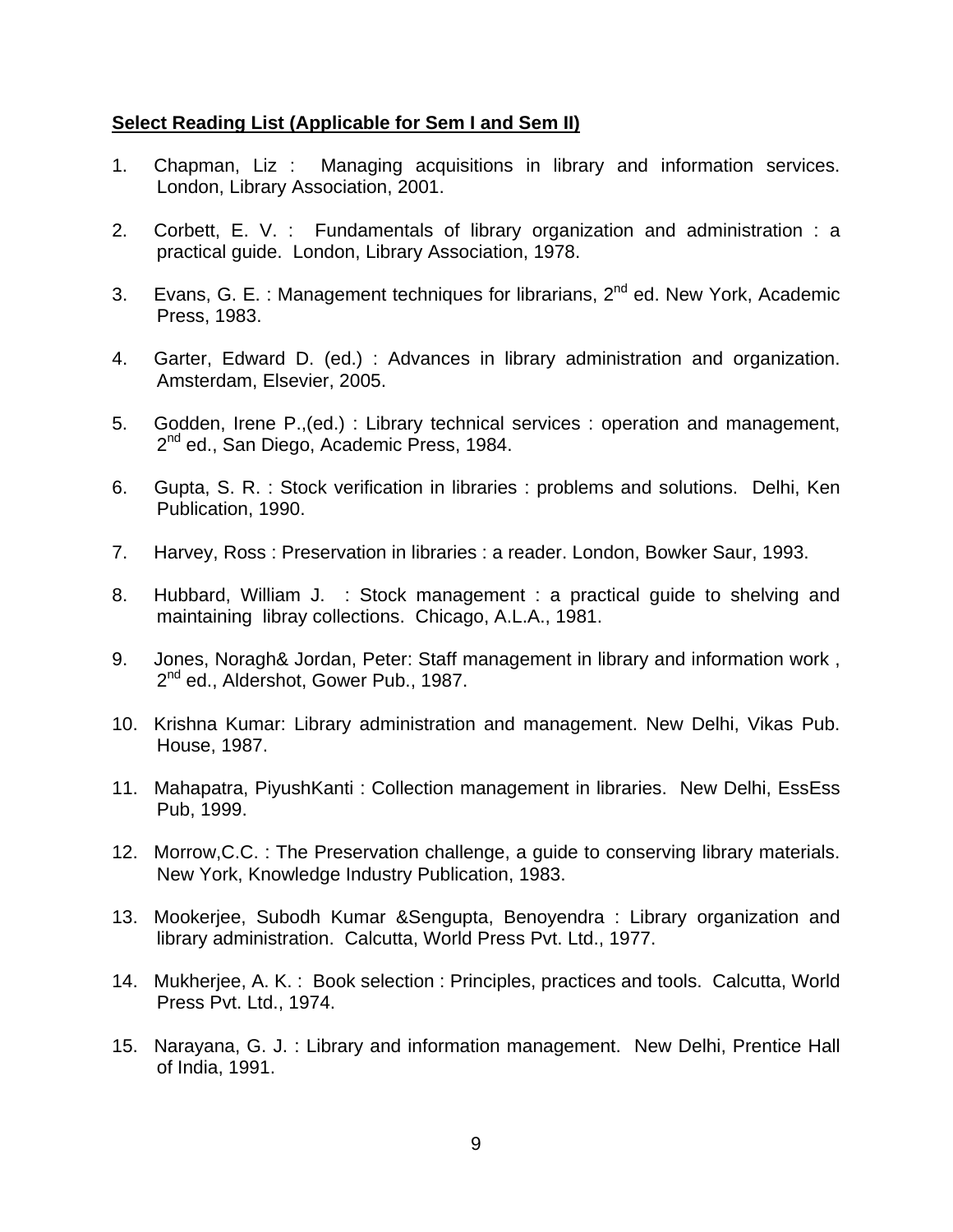**<u>Select Reading List (Applicable for Sem I and Sem II)</u>**

1. Chapman, Liz : Managing acquisitions in library and information services. London, Library Association, 2001.

2. Corbett, E. V. : Fundamentals of library organization and administration : a practical guide. London, Library Association, 1978.

3. Evans, G. E. : Management techniques for librarians, 2nd ed. New York, Academic Press, 1983.

4. Garter, Edward D. (ed.) : Advances in library administration and organization. Amsterdam, Elsevier, 2005.

5. Godden, Irene P.,(ed.) : Library technical services : operation and management, 2nd ed., San Diego, Academic Press, 1984.

6. Gupta, S. R. : Stock verification in libraries : problems and solutions. Delhi, Ken Publication, 1990.

7. Harvey, Ross : Preservation in libraries : a reader. London, Bowker Saur, 1993.

8. Hubbard, William J. : Stock management : a practical guide to shelving and maintaining libray collections. Chicago, A.L.A., 1981.

9. Jones, Noragh& Jordan, Peter: Staff management in library and information work , 2nd ed., Aldershot, Gower Pub., 1987.

10. Krishna Kumar: Library administration and management. New Delhi, Vikas Pub. House, 1987.

11. Mahapatra, PiyushKanti : Collection management in libraries. New Delhi, EssEss Pub, 1999.

12. Morrow,C.C. : The Preservation challenge, a guide to conserving library materials. New York, Knowledge Industry Publication, 1983.

13. Mookerjee, Subodh Kumar &Sengupta, Benoyendra : Library organization and library administration. Calcutta, World Press Pvt. Ltd., 1977.

14. Mukherjee, A. K. : Book selection : Principles, practices and tools. Calcutta, World Press Pvt. Ltd., 1974.

15. Narayana, G. J. : Library and information management. New Delhi, Prentice Hall of India, 1991.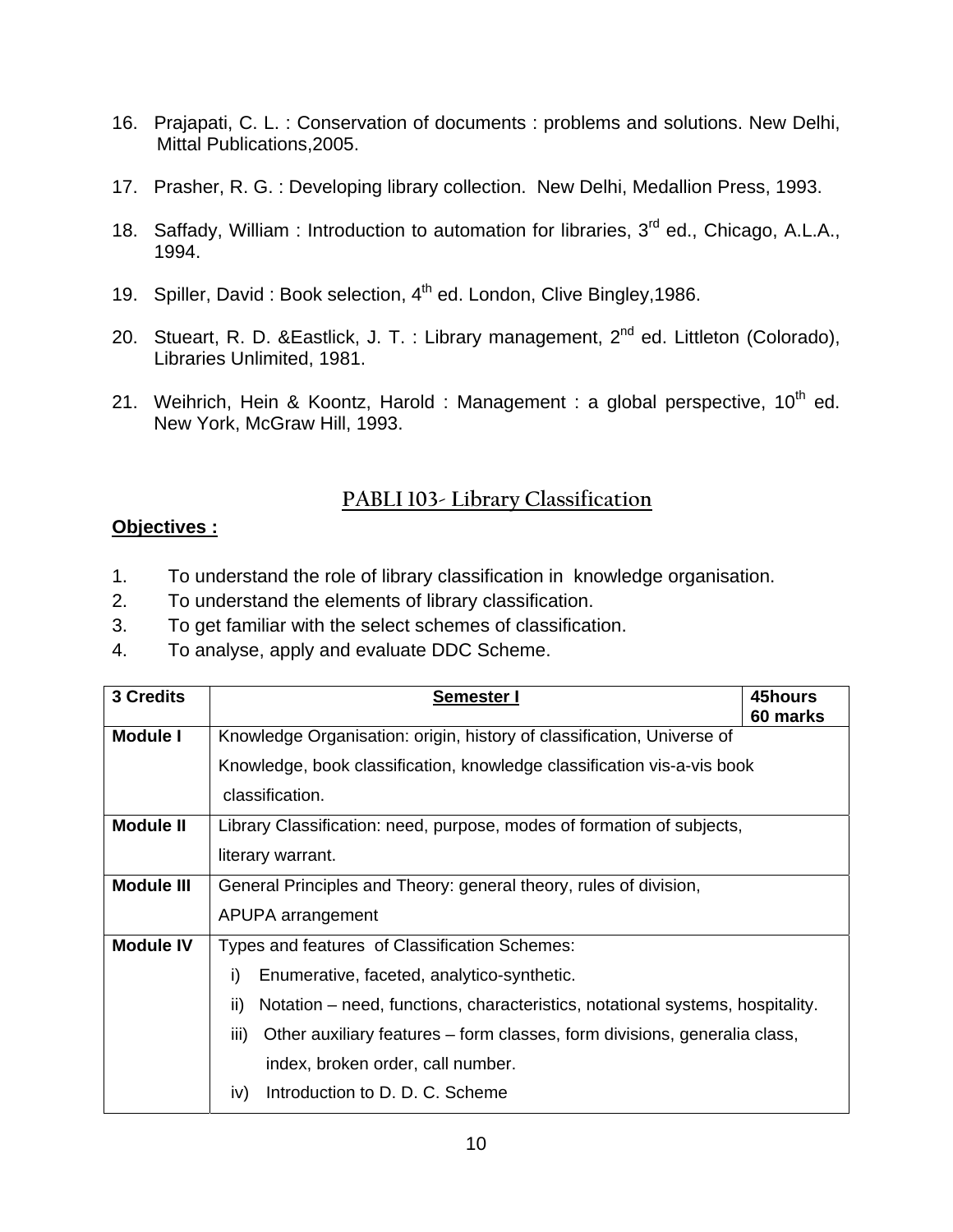16. Prajapati, C. L. : Conservation of documents : problems and solutions. New Delhi, Mittal Publications,2005.

17. Prasher, R. G. : Developing library collection. New Delhi, Medallion Press, 1993.

18. Saffady, William : Introduction to automation for libraries, 3rd ed., Chicago, A.L.A., 1994.

19. Spiller, David : Book selection, 4th ed. London, Clive Bingley,1986.

20. Stueart, R. D. &Eastlick, J. T. : Library management, 2nd ed. Littleton (Colorado), Libraries Unlimited, 1981.

21. Weihrich, Hein & Koontz, Harold : Management : a global perspective, 10th ed. New York, McGraw Hill, 1993.

## PABLI 103- Library Classification

**Objectives :**

1. To understand the role of library classification in knowledge organisation.
2. To understand the elements of library classification.
3. To get familiar with the select schemes of classification.
4. To analyse, apply and evaluate DDC Scheme.

| **3 Credits** | **Semester I** | **45hours 60 marks** |
|---|---|---|
| **Module I** | Knowledge Organisation: origin, history of classification, Universe of Knowledge, book classification, knowledge classification vis-a-vis book classification. | |
| **Module II** | Library Classification: need, purpose, modes of formation of subjects, literary warrant. | |
| **Module III** | General Principles and Theory: general theory, rules of division, APUPA arrangement | |
| **Module IV** | Types and features of Classification Schemes:<br>i) Enumerative, faceted, analytico-synthetic.<br>ii) Notation – need, functions, characteristics, notational systems, hospitality.<br>iii) Other auxiliary features – form classes, form divisions, generalia class, index, broken order, call number.<br>iv) Introduction to D. D. C. Scheme | |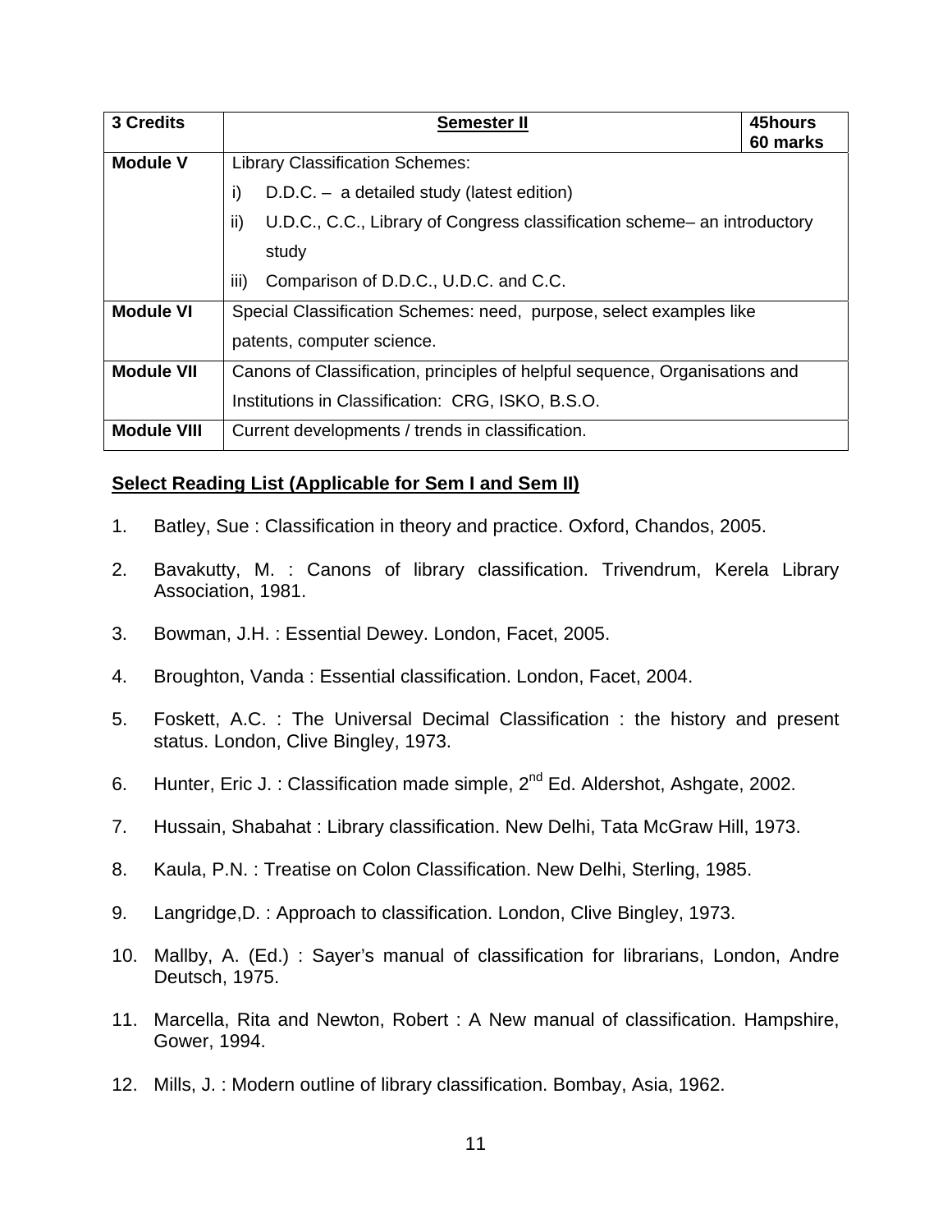| 3 Credits | Semester II | 45hours 60 marks |
|---|---|---|
| Module V | Library Classification Schemes:<br>i) D.D.C. – a detailed study (latest edition)<br>ii) U.D.C., C.C., Library of Congress classification scheme– an introductory study<br>iii) Comparison of D.D.C., U.D.C. and C.C. | |
| Module VI | Special Classification Schemes: need, purpose, select examples like patents, computer science. | |
| Module VII | Canons of Classification, principles of helpful sequence, Organisations and Institutions in Classification: CRG, ISKO, B.S.O. | |
| Module VIII | Current developments / trends in classification. | |

## Select Reading List (Applicable for Sem I and Sem II)

1. Batley, Sue : Classification in theory and practice. Oxford, Chandos, 2005.
2. Bavakutty, M. : Canons of library classification. Trivendrum, Kerela Library Association, 1981.
3. Bowman, J.H. : Essential Dewey. London, Facet, 2005.
4. Broughton, Vanda : Essential classification. London, Facet, 2004.
5. Foskett, A.C. : The Universal Decimal Classification : the history and present status. London, Clive Bingley, 1973.
6. Hunter, Eric J. : Classification made simple, 2nd Ed. Aldershot, Ashgate, 2002.
7. Hussain, Shabahat : Library classification. New Delhi, Tata McGraw Hill, 1973.
8. Kaula, P.N. : Treatise on Colon Classification. New Delhi, Sterling, 1985.
9. Langridge,D. : Approach to classification. London, Clive Bingley, 1973.
10. Mallby, A. (Ed.) : Sayer's manual of classification for librarians, London, Andre Deutsch, 1975.
11. Marcella, Rita and Newton, Robert : A New manual of classification. Hampshire, Gower, 1994.
12. Mills, J. : Modern outline of library classification. Bombay, Asia, 1962.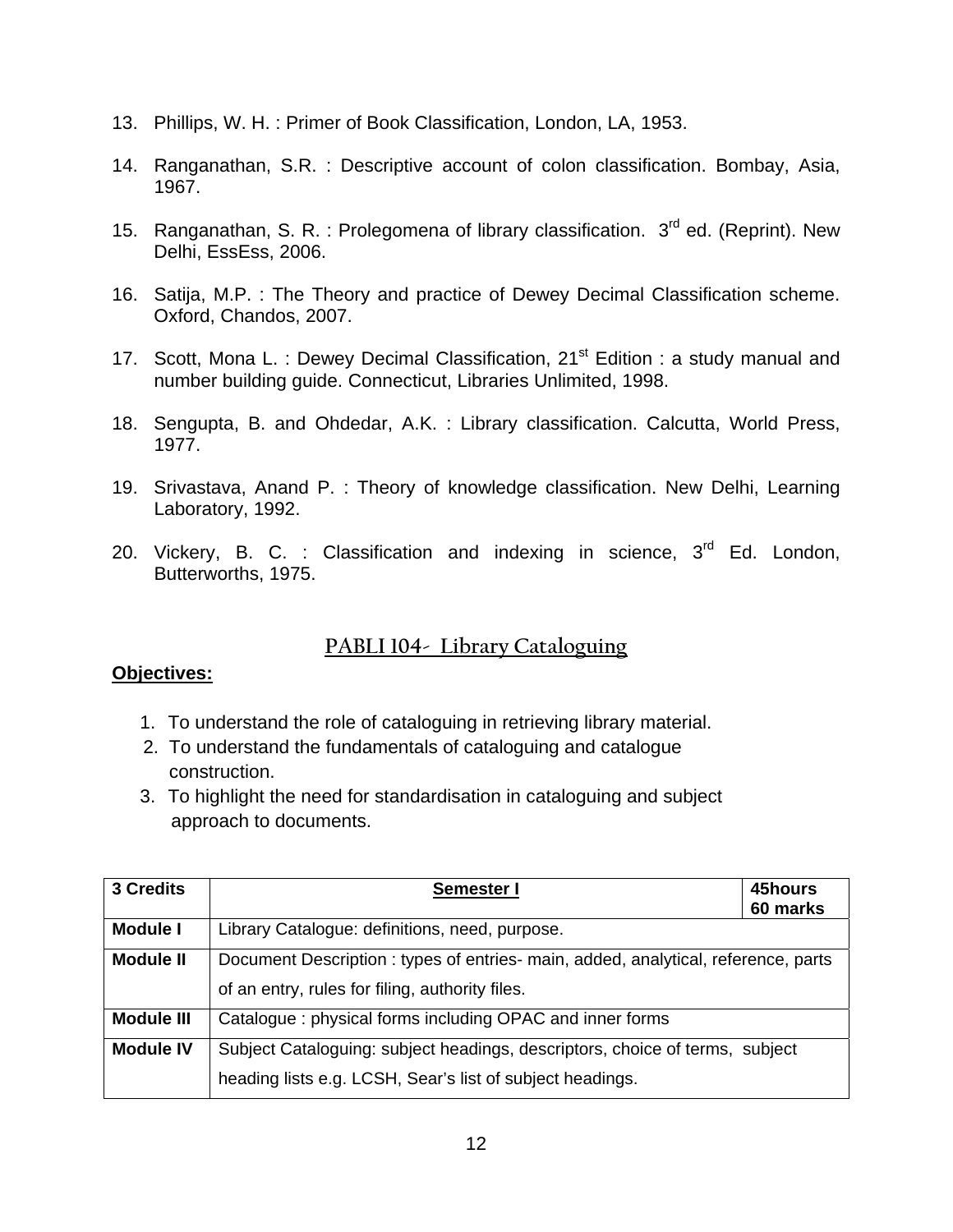13. Phillips, W. H. : Primer of Book Classification, London, LA, 1953.

14. Ranganathan, S.R. : Descriptive account of colon classification. Bombay, Asia, 1967.

15. Ranganathan, S. R. : Prolegomena of library classification. 3rd ed. (Reprint). New Delhi, EssEss, 2006.

16. Satija, M.P. : The Theory and practice of Dewey Decimal Classification scheme. Oxford, Chandos, 2007.

17. Scott, Mona L. : Dewey Decimal Classification, 21st Edition : a study manual and number building guide. Connecticut, Libraries Unlimited, 1998.

18. Sengupta, B. and Ohdedar, A.K. : Library classification. Calcutta, World Press, 1977.

19. Srivastava, Anand P. : Theory of knowledge classification. New Delhi, Learning Laboratory, 1992.

20. Vickery, B. C. : Classification and indexing in science, 3rd Ed. London, Butterworths, 1975.

## PABLI 104- Library Cataloguing

**Objectives:**

1. To understand the role of cataloguing in retrieving library material.
2. To understand the fundamentals of cataloguing and catalogue construction.
3. To highlight the need for standardisation in cataloguing and subject approach to documents.

| 3 Credits | Semester I | 45hours 60 marks |
|---|---|---|
| Module I | Library Catalogue: definitions, need, purpose. | |
| Module II | Document Description : types of entries- main, added, analytical, reference, parts of an entry, rules for filing, authority files. | |
| Module III | Catalogue : physical forms including OPAC and inner forms | |
| Module IV | Subject Cataloguing: subject headings, descriptors, choice of terms, subject heading lists e.g. LCSH, Sear's list of subject headings. | |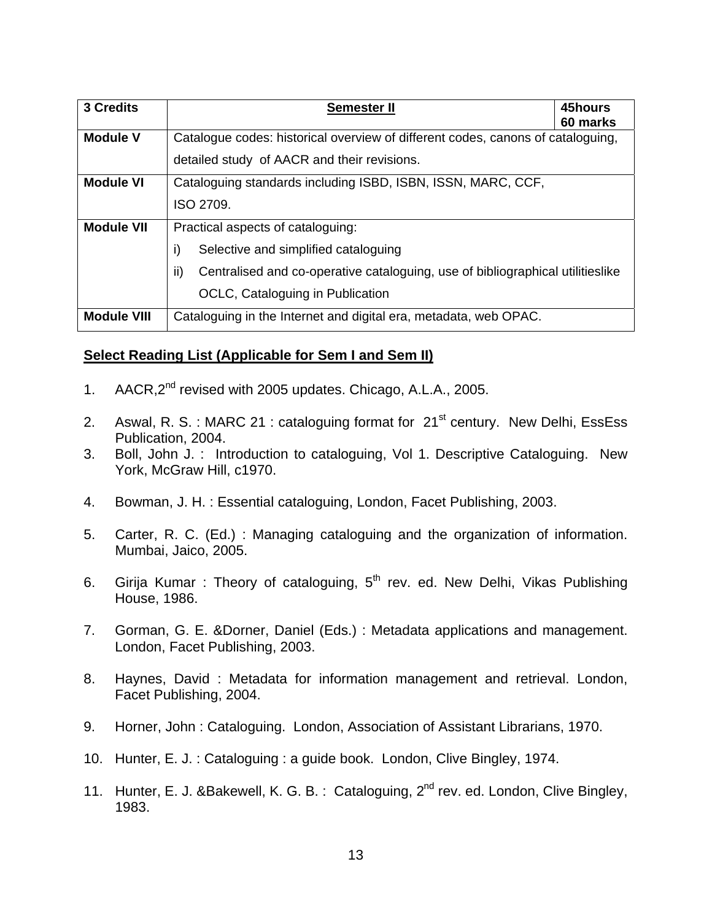| 3 Credits | Semester II | 45hours 60 marks |
|---|---|---|
| **Module V** | Catalogue codes: historical overview of different codes, canons of cataloguing, detailed study of AACR and their revisions. | |
| **Module VI** | Cataloguing standards including ISBD, ISBN, ISSN, MARC, CCF, ISO 2709. | |
| **Module VII** | Practical aspects of cataloguing: i) Selective and simplified cataloguing ii) Centralised and co-operative cataloguing, use of bibliographical utilitieslike OCLC, Cataloguing in Publication | |
| **Module VIII** | Cataloguing in the Internet and digital era, metadata, web OPAC. | |

**Select Reading List (Applicable for Sem I and Sem II)**

1. AACR,2nd revised with 2005 updates. Chicago, A.L.A., 2005.
2. Aswal, R. S. : MARC 21 : cataloguing format for 21st century. New Delhi, EssEss Publication, 2004.
3. Boll, John J. : Introduction to cataloguing, Vol 1. Descriptive Cataloguing. New York, McGraw Hill, c1970.
4. Bowman, J. H. : Essential cataloguing, London, Facet Publishing, 2003.
5. Carter, R. C. (Ed.) : Managing cataloguing and the organization of information. Mumbai, Jaico, 2005.
6. Girija Kumar : Theory of cataloguing, 5th rev. ed. New Delhi, Vikas Publishing House, 1986.
7. Gorman, G. E. &Dorner, Daniel (Eds.) : Metadata applications and management. London, Facet Publishing, 2003.
8. Haynes, David : Metadata for information management and retrieval. London, Facet Publishing, 2004.
9. Horner, John : Cataloguing. London, Association of Assistant Librarians, 1970.
10. Hunter, E. J. : Cataloguing : a guide book. London, Clive Bingley, 1974.
11. Hunter, E. J. &Bakewell, K. G. B. : Cataloguing, 2nd rev. ed. London, Clive Bingley, 1983.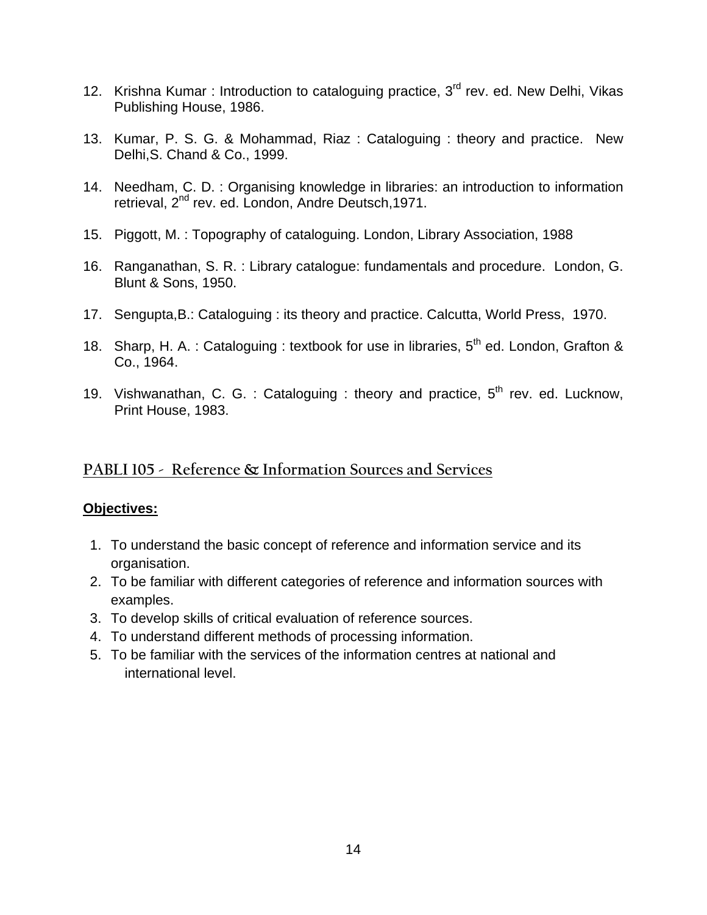12. Krishna Kumar : Introduction to cataloguing practice, 3rd rev. ed. New Delhi, Vikas Publishing House, 1986.

13. Kumar, P. S. G. & Mohammad, Riaz : Cataloguing : theory and practice. New Delhi,S. Chand & Co., 1999.

14. Needham, C. D. : Organising knowledge in libraries: an introduction to information retrieval, 2nd rev. ed. London, Andre Deutsch,1971.

15. Piggott, M. : Topography of cataloguing. London, Library Association, 1988

16. Ranganathan, S. R. : Library catalogue: fundamentals and procedure. London, G. Blunt & Sons, 1950.

17. Sengupta,B.: Cataloguing : its theory and practice. Calcutta, World Press, 1970.

18. Sharp, H. A. : Cataloguing : textbook for use in libraries, 5th ed. London, Grafton & Co., 1964.

19. Vishwanathan, C. G. : Cataloguing : theory and practice, 5th rev. ed. Lucknow, Print House, 1983.

## PABLI 105 - Reference & Information Sources and Services

**Objectives:**

1. To understand the basic concept of reference and information service and its organisation.
2. To be familiar with different categories of reference and information sources with examples.
3. To develop skills of critical evaluation of reference sources.
4. To understand different methods of processing information.
5. To be familiar with the services of the information centres at national and international level.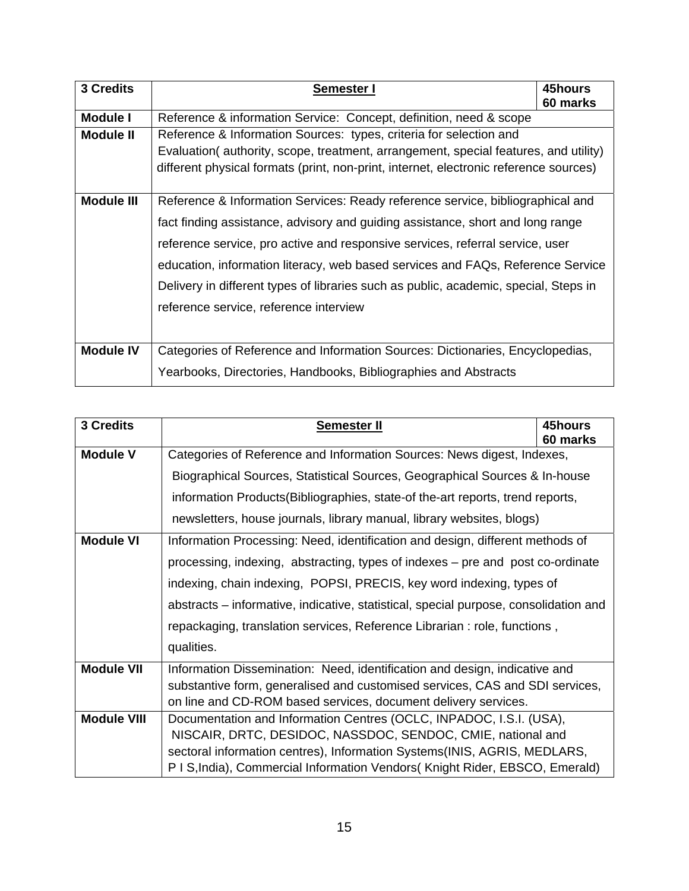| 3 Credits | **Semester I** | 45hours 60 marks |
|---|---|---|
| **Module I** | Reference & information Service: Concept, definition, need & scope | |
| **Module II** | Reference & Information Sources: types, criteria for selection and Evaluation( authority, scope, treatment, arrangement, special features, and utility) different physical formats (print, non-print, internet, electronic reference sources) | |
| **Module III** | Reference & Information Services: Ready reference service, bibliographical and fact finding assistance, advisory and guiding assistance, short and long range reference service, pro active and responsive services, referral service, user education, information literacy, web based services and FAQs, Reference Service Delivery in different types of libraries such as public, academic, special, Steps in reference service, reference interview | |
| **Module IV** | Categories of Reference and Information Sources: Dictionaries, Encyclopedias, Yearbooks, Directories, Handbooks, Bibliographies and Abstracts | |

| 3 Credits | **Semester II** | 45hours 60 marks |
|---|---|---|
| **Module V** | Categories of Reference and Information Sources: News digest, Indexes, Biographical Sources, Statistical Sources, Geographical Sources & In-house information Products(Bibliographies, state-of the-art reports, trend reports, newsletters, house journals, library manual, library websites, blogs) | |
| **Module VI** | Information Processing: Need, identification and design, different methods of processing, indexing, abstracting, types of indexes – pre and post co-ordinate indexing, chain indexing, POPSI, PRECIS, key word indexing, types of abstracts – informative, indicative, statistical, special purpose, consolidation and repackaging, translation services, Reference Librarian : role, functions , qualities. | |
| **Module VII** | Information Dissemination: Need, identification and design, indicative and substantive form, generalised and customised services, CAS and SDI services, on line and CD-ROM based services, document delivery services. | |
| **Module VIII** | Documentation and Information Centres (OCLC, INPADOC, I.S.I. (USA), NISCAIR, DRTC, DESIDOC, NASSDOC, SENDOC, CMIE, national and sectoral information centres), Information Systems(INIS, AGRIS, MEDLARS, P I S,India), Commercial Information Vendors( Knight Rider, EBSCO, Emerald) | |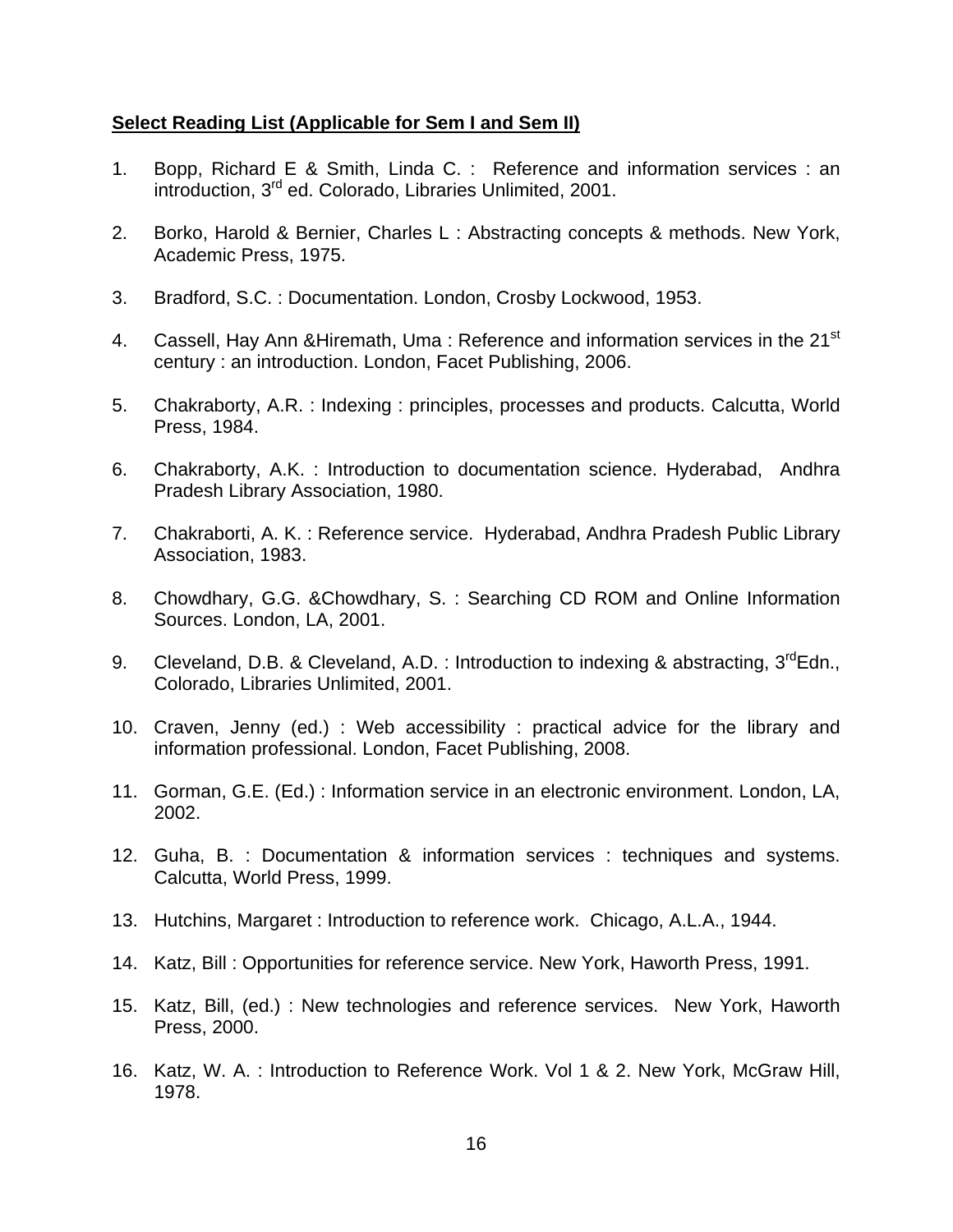**Select Reading List (Applicable for Sem I and Sem II)**

1. Bopp, Richard E & Smith, Linda C. : Reference and information services : an introduction, 3rd ed. Colorado, Libraries Unlimited, 2001.

2. Borko, Harold & Bernier, Charles L : Abstracting concepts & methods. New York, Academic Press, 1975.

3. Bradford, S.C. : Documentation. London, Crosby Lockwood, 1953.

4. Cassell, Hay Ann &Hiremath, Uma : Reference and information services in the 21st century : an introduction. London, Facet Publishing, 2006.

5. Chakraborty, A.R. : Indexing : principles, processes and products. Calcutta, World Press, 1984.

6. Chakraborty, A.K. : Introduction to documentation science. Hyderabad, Andhra Pradesh Library Association, 1980.

7. Chakraborti, A. K. : Reference service. Hyderabad, Andhra Pradesh Public Library Association, 1983.

8. Chowdhary, G.G. &Chowdhary, S. : Searching CD ROM and Online Information Sources. London, LA, 2001.

9. Cleveland, D.B. & Cleveland, A.D. : Introduction to indexing & abstracting, 3rdEdn., Colorado, Libraries Unlimited, 2001.

10. Craven, Jenny (ed.) : Web accessibility : practical advice for the library and information professional. London, Facet Publishing, 2008.

11. Gorman, G.E. (Ed.) : Information service in an electronic environment. London, LA, 2002.

12. Guha, B. : Documentation & information services : techniques and systems. Calcutta, World Press, 1999.

13. Hutchins, Margaret : Introduction to reference work. Chicago, A.L.A., 1944.

14. Katz, Bill : Opportunities for reference service. New York, Haworth Press, 1991.

15. Katz, Bill, (ed.) : New technologies and reference services. New York, Haworth Press, 2000.

16. Katz, W. A. : Introduction to Reference Work. Vol 1 & 2. New York, McGraw Hill, 1978.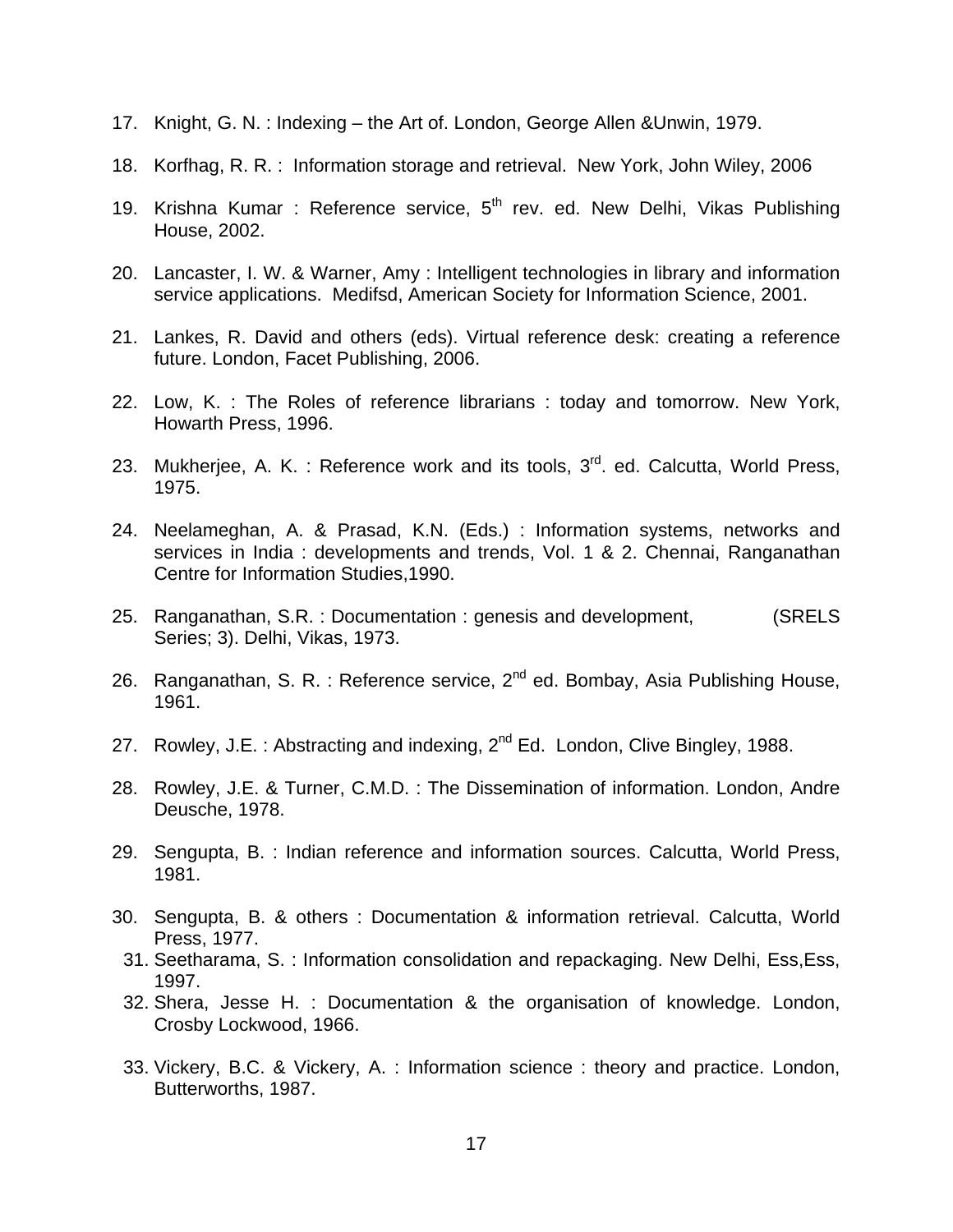17. Knight, G. N. : Indexing – the Art of. London, George Allen &Unwin, 1979.
18. Korfhag, R. R. : Information storage and retrieval. New York, John Wiley, 2006
19. Krishna Kumar : Reference service, 5th rev. ed. New Delhi, Vikas Publishing House, 2002.
20. Lancaster, I. W. & Warner, Amy : Intelligent technologies in library and information service applications. Medifsd, American Society for Information Science, 2001.
21. Lankes, R. David and others (eds). Virtual reference desk: creating a reference future. London, Facet Publishing, 2006.
22. Low, K. : The Roles of reference librarians : today and tomorrow. New York, Howarth Press, 1996.
23. Mukherjee, A. K. : Reference work and its tools, 3rd. ed. Calcutta, World Press, 1975.
24. Neelameghan, A. & Prasad, K.N. (Eds.) : Information systems, networks and services in India : developments and trends, Vol. 1 & 2. Chennai, Ranganathan Centre for Information Studies,1990.
25. Ranganathan, S.R. : Documentation : genesis and development, (SRELS Series; 3). Delhi, Vikas, 1973.
26. Ranganathan, S. R. : Reference service, 2nd ed. Bombay, Asia Publishing House, 1961.
27. Rowley, J.E. : Abstracting and indexing, 2nd Ed. London, Clive Bingley, 1988.
28. Rowley, J.E. & Turner, C.M.D. : The Dissemination of information. London, Andre Deusche, 1978.
29. Sengupta, B. : Indian reference and information sources. Calcutta, World Press, 1981.
30. Sengupta, B. & others : Documentation & information retrieval. Calcutta, World Press, 1977.
31. Seetharama, S. : Information consolidation and repackaging. New Delhi, Ess,Ess, 1997.
32. Shera, Jesse H. : Documentation & the organisation of knowledge. London, Crosby Lockwood, 1966.
33. Vickery, B.C. & Vickery, A. : Information science : theory and practice. London, Butterworths, 1987.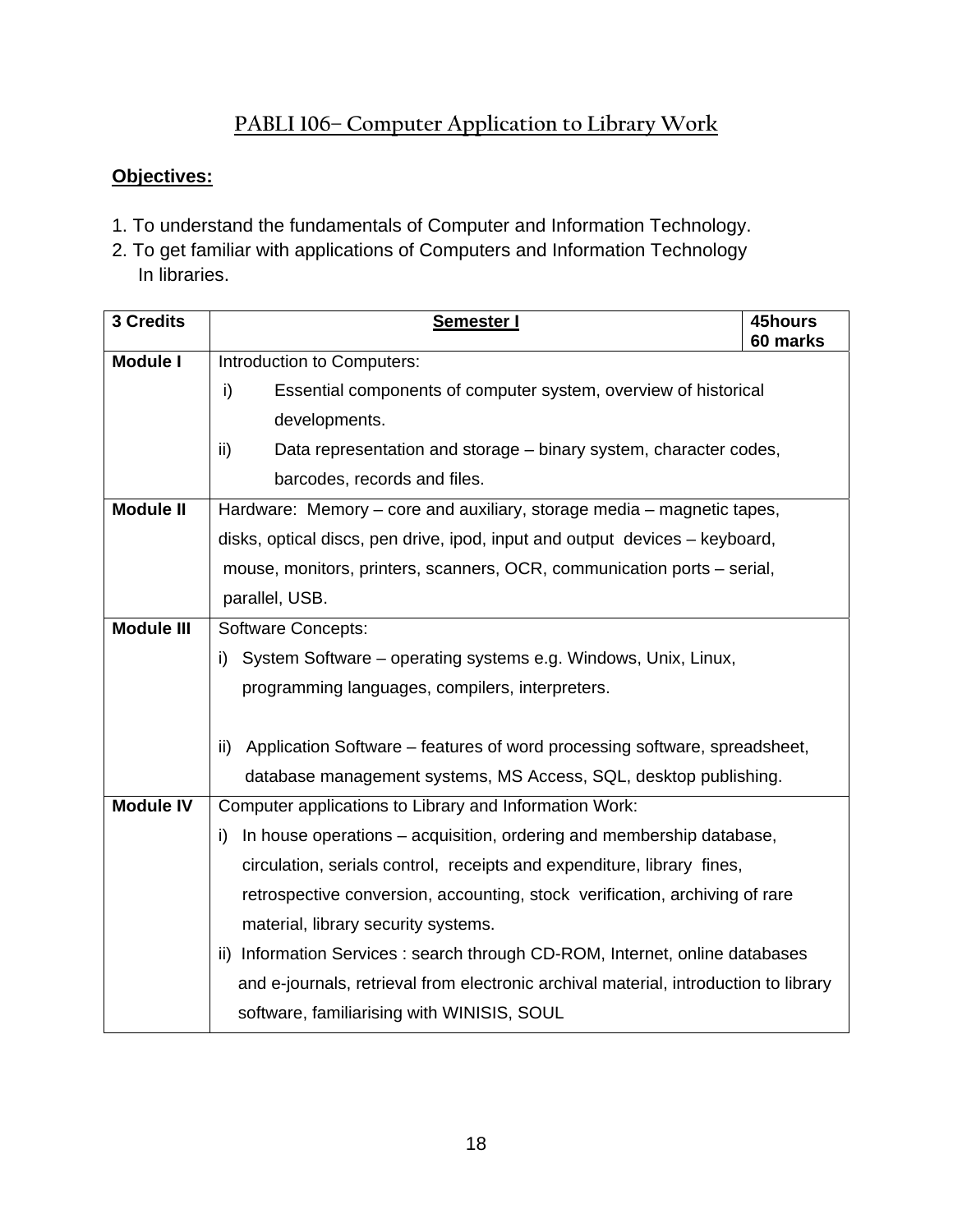## PABLI 106– Computer Application to Library Work

**Objectives:**

1. To understand the fundamentals of Computer and Information Technology.
2. To get familiar with applications of Computers and Information Technology In libraries.

| **3 Credits** | **Semester I** | **45hours 60 marks** |
|---|---|---|
| **Module I** | Introduction to Computers:<br>i) Essential components of computer system, overview of historical developments.<br>ii) Data representation and storage – binary system, character codes, barcodes, records and files. | |
| **Module II** | Hardware: Memory – core and auxiliary, storage media – magnetic tapes, disks, optical discs, pen drive, ipod, input and output devices – keyboard, mouse, monitors, printers, scanners, OCR, communication ports – serial, parallel, USB. | |
| **Module III** | Software Concepts:<br>i) System Software – operating systems e.g. Windows, Unix, Linux, programming languages, compilers, interpreters.<br>ii) Application Software – features of word processing software, spreadsheet, database management systems, MS Access, SQL, desktop publishing. | |
| **Module IV** | Computer applications to Library and Information Work:<br>i) In house operations – acquisition, ordering and membership database, circulation, serials control, receipts and expenditure, library fines, retrospective conversion, accounting, stock verification, archiving of rare material, library security systems.<br>ii) Information Services : search through CD-ROM, Internet, online databases and e-journals, retrieval from electronic archival material, introduction to library software, familiarising with WINISIS, SOUL | |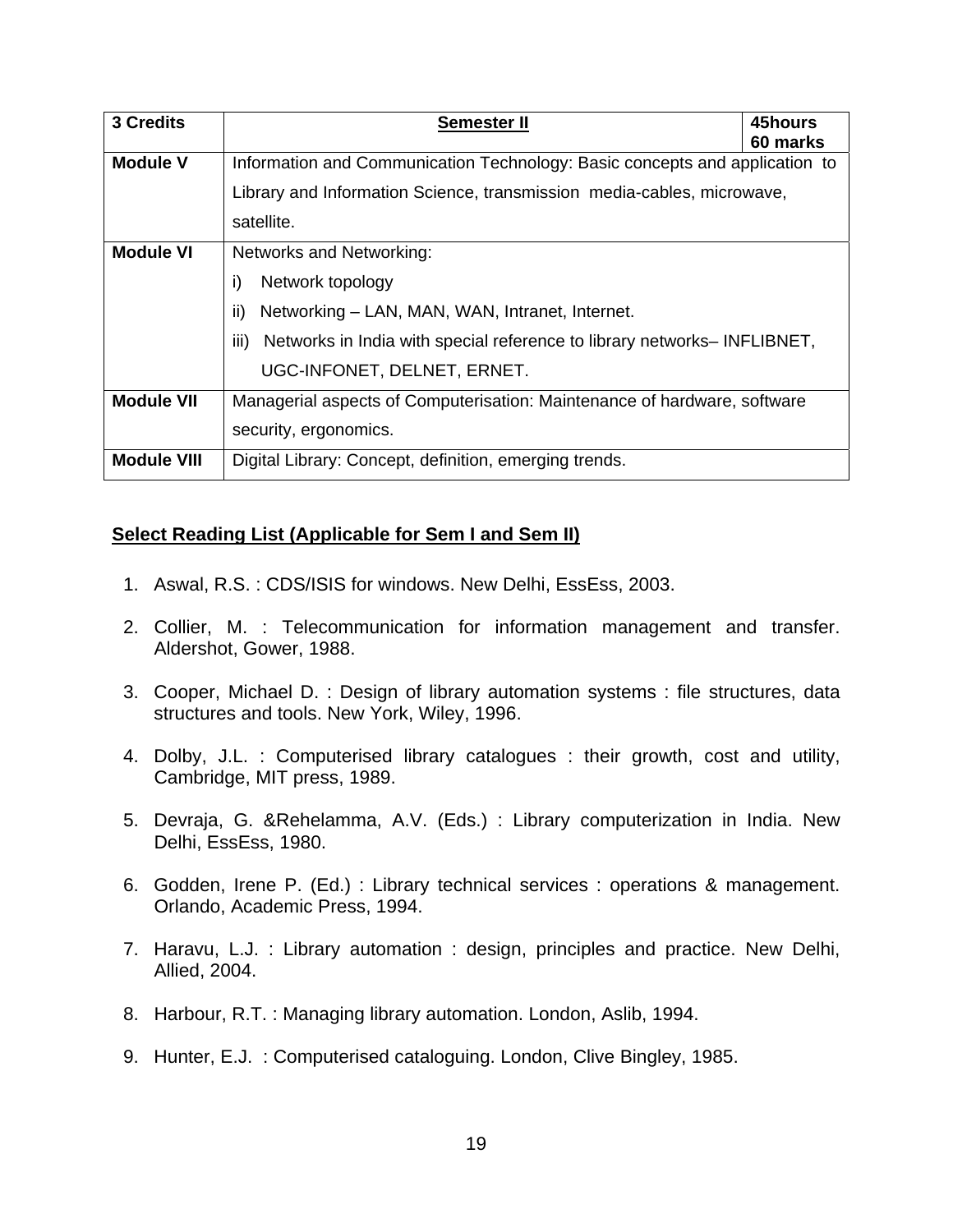| 3 Credits | Semester II | 45hours 60 marks |
|---|---|---|
| Module V | Information and Communication Technology: Basic concepts and application to Library and Information Science, transmission media-cables, microwave, satellite. | |
| Module VI | Networks and Networking:<br>i) Network topology<br>ii) Networking – LAN, MAN, WAN, Intranet, Internet.<br>iii) Networks in India with special reference to library networks– INFLIBNET, UGC-INFONET, DELNET, ERNET. | |
| Module VII | Managerial aspects of Computerisation: Maintenance of hardware, software security, ergonomics. | |
| Module VIII | Digital Library: Concept, definition, emerging trends. | |

**Select Reading List (Applicable for Sem I and Sem II)**

1. Aswal, R.S. : CDS/ISIS for windows. New Delhi, EssEss, 2003.
2. Collier, M. : Telecommunication for information management and transfer. Aldershot, Gower, 1988.
3. Cooper, Michael D. : Design of library automation systems : file structures, data structures and tools. New York, Wiley, 1996.
4. Dolby, J.L. : Computerised library catalogues : their growth, cost and utility, Cambridge, MIT press, 1989.
5. Devraja, G. &Rehelamma, A.V. (Eds.) : Library computerization in India. New Delhi, EssEss, 1980.
6. Godden, Irene P. (Ed.) : Library technical services : operations & management. Orlando, Academic Press, 1994.
7. Haravu, L.J. : Library automation : design, principles and practice. New Delhi, Allied, 2004.
8. Harbour, R.T. : Managing library automation. London, Aslib, 1994.
9. Hunter, E.J. : Computerised cataloguing. London, Clive Bingley, 1985.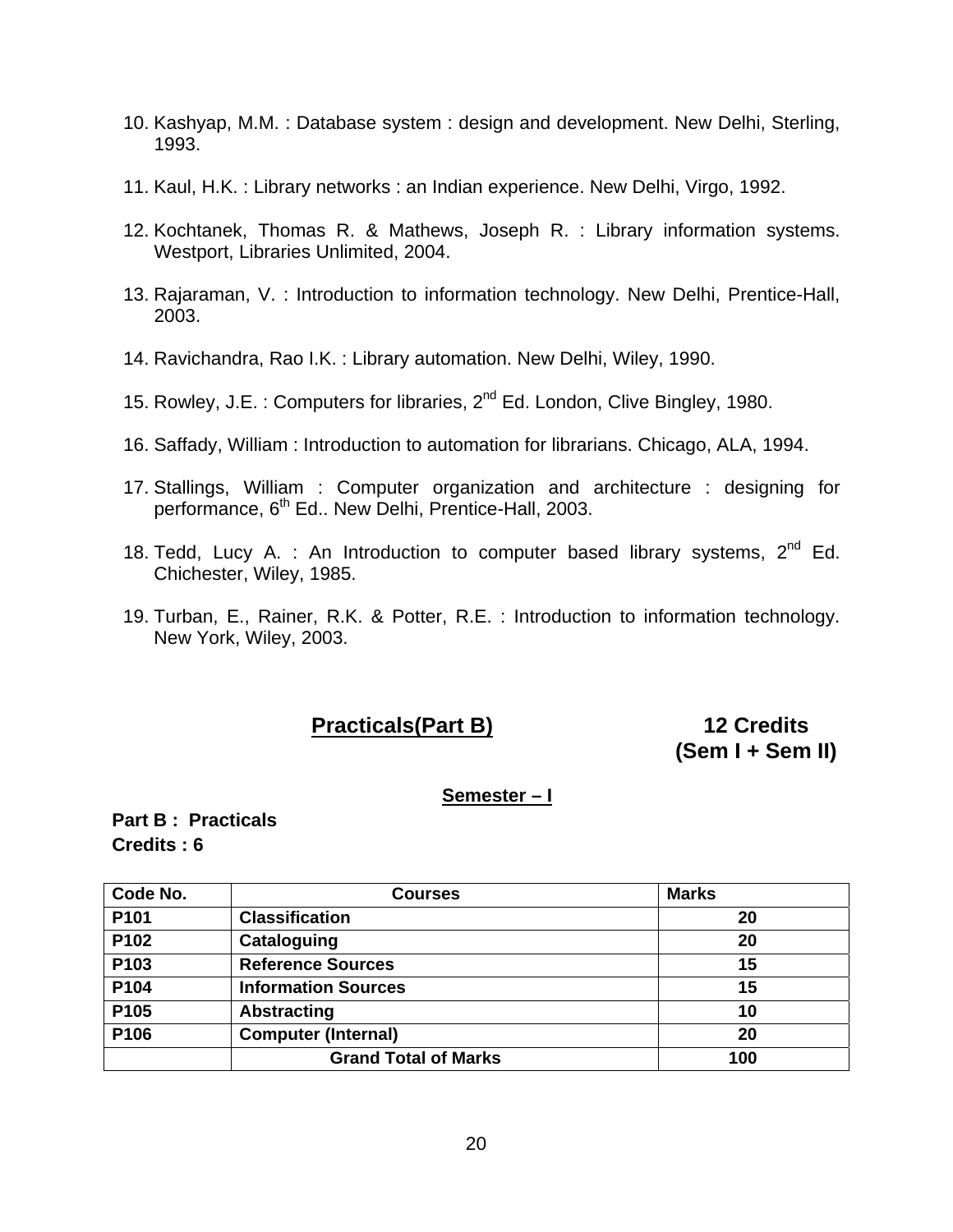10. Kashyap, M.M. : Database system : design and development. New Delhi, Sterling, 1993.

11. Kaul, H.K. : Library networks : an Indian experience. New Delhi, Virgo, 1992.

12. Kochtanek, Thomas R. & Mathews, Joseph R. : Library information systems. Westport, Libraries Unlimited, 2004.

13. Rajaraman, V. : Introduction to information technology. New Delhi, Prentice-Hall, 2003.

14. Ravichandra, Rao I.K. : Library automation. New Delhi, Wiley, 1990.

15. Rowley, J.E. : Computers for libraries, 2nd Ed. London, Clive Bingley, 1980.

16. Saffady, William : Introduction to automation for librarians. Chicago, ALA, 1994.

17. Stallings, William : Computer organization and architecture : designing for performance, 6th Ed.. New Delhi, Prentice-Hall, 2003.

18. Tedd, Lucy A. : An Introduction to computer based library systems, 2nd Ed. Chichester, Wiley, 1985.

19. Turban, E., Rainer, R.K. & Potter, R.E. : Introduction to information technology. New York, Wiley, 2003.

## Practicals(Part B) — 12 Credits (Sem I + Sem II)

### Semester – I

**Part B : Practicals**
**Credits : 6**

| Code No. | Courses | Marks |
|---|---|---|
| P101 | Classification | 20 |
| P102 | Cataloguing | 20 |
| P103 | Reference Sources | 15 |
| P104 | Information Sources | 15 |
| P105 | Abstracting | 10 |
| P106 | Computer (Internal) | 20 |
| | Grand Total of Marks | 100 |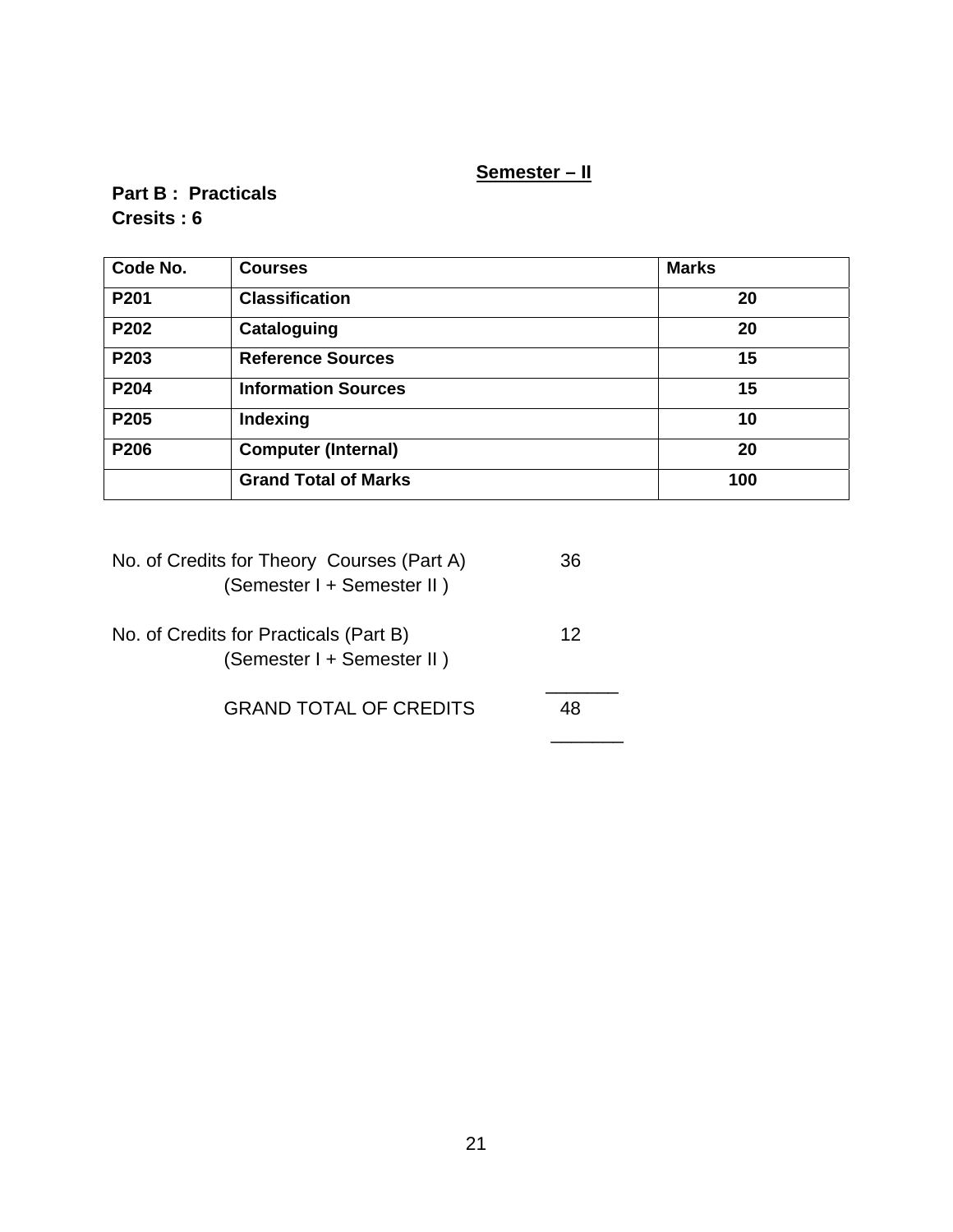## Semester – II

**Part B : Practicals**
**Cresits : 6**

| Code No. | Courses | Marks |
|---|---|---|
| **P201** | **Classification** | **20** |
| **P202** | **Cataloguing** | **20** |
| **P203** | **Reference Sources** | **15** |
| **P204** | **Information Sources** | **15** |
| **P205** | **Indexing** | **10** |
| **P206** | **Computer (Internal)** | **20** |
| | **Grand Total of Marks** | **100** |

No. of Credits for Theory Courses (Part A) (Semester I + Semester II ) 36

No. of Credits for Practicals (Part B) (Semester I + Semester II ) 12

GRAND TOTAL OF CREDITS 48